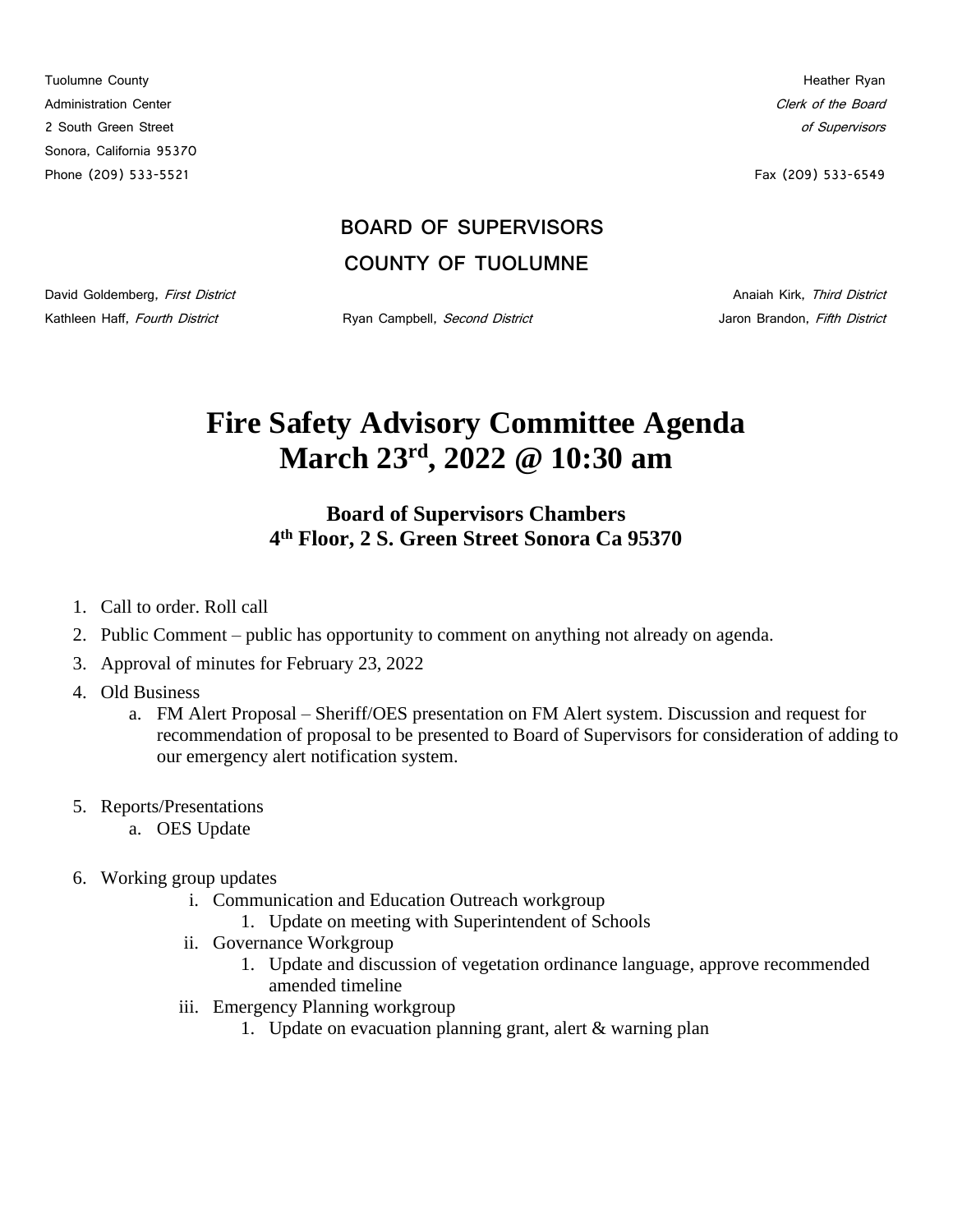Tuolumne County
Administration Center
2 South Green Street
Sonora, California 95370
Phone (209) 533-5521

Heather Ryan
*Clerk of the Board*
*of Supervisors*

Fax (209) 533-6549

**BOARD OF SUPERVISORS**

**COUNTY OF TUOLUMNE**

David Goldemberg, *First District*
Ryan Campbell, *Second District*
Anaiah Kirk, *Third District*
Kathleen Haff, *Fourth District*
Jaron Brandon, *Fifth District*

# Fire Safety Advisory Committee Agenda
# March 23rd, 2022 @ 10:30 am

### Board of Supervisors Chambers
### 4th Floor, 2 S. Green Street Sonora Ca 95370

1. Call to order. Roll call
2. Public Comment – public has opportunity to comment on anything not already on agenda.
3. Approval of minutes for February 23, 2022
4. Old Business
    a. FM Alert Proposal – Sheriff/OES presentation on FM Alert system. Discussion and request for recommendation of proposal to be presented to Board of Supervisors for consideration of adding to our emergency alert notification system.
5. Reports/Presentations
    a. OES Update
6. Working group updates
    i. Communication and Education Outreach workgroup
        1. Update on meeting with Superintendent of Schools
    ii. Governance Workgroup
        1. Update and discussion of vegetation ordinance language, approve recommended amended timeline
    iii. Emergency Planning workgroup
        1. Update on evacuation planning grant, alert & warning plan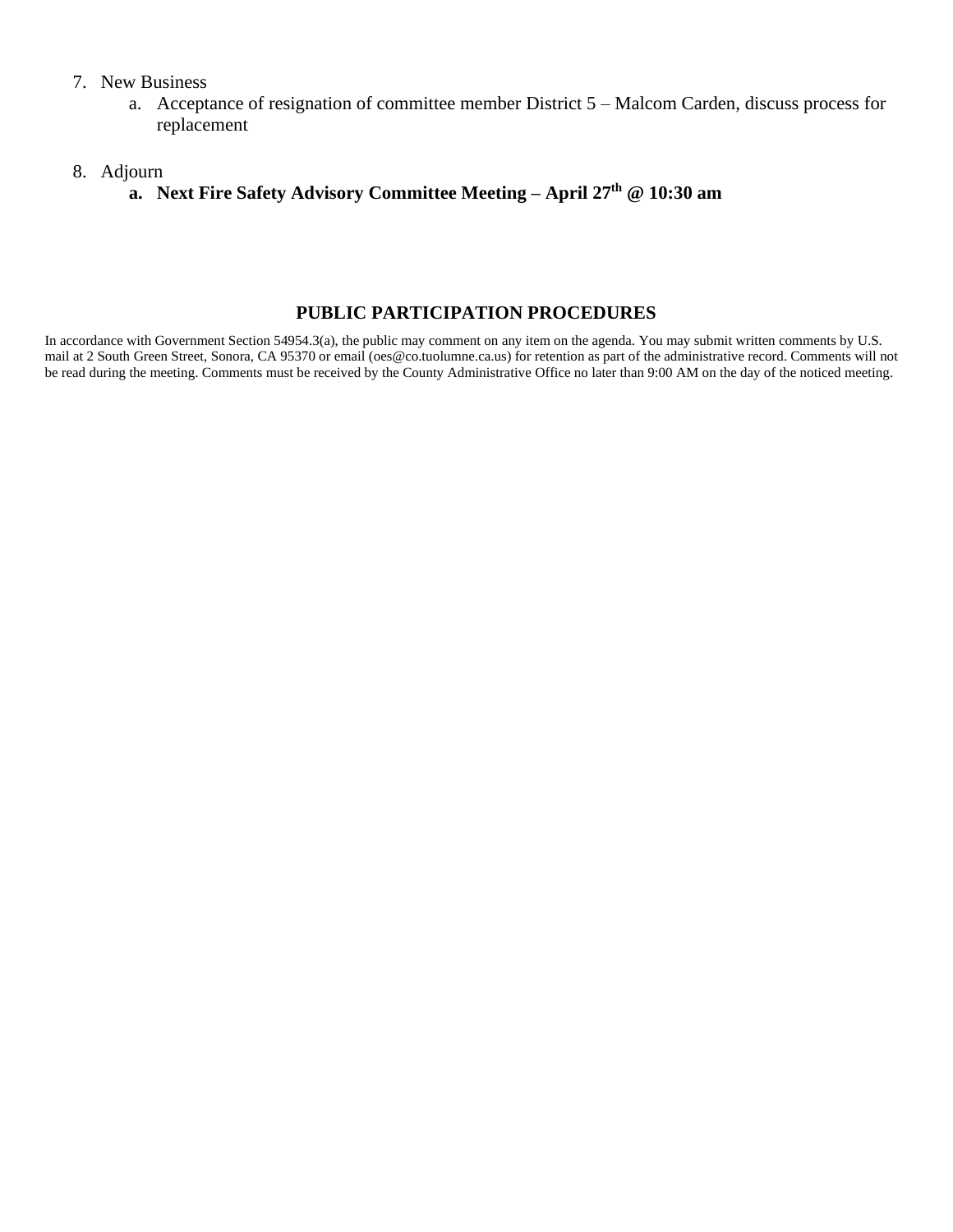7. New Business
    a. Acceptance of resignation of committee member District 5 – Malcom Carden, discuss process for replacement

8. Adjourn
    a. **Next Fire Safety Advisory Committee Meeting – April 27th @ 10:30 am**

## PUBLIC PARTICIPATION PROCEDURES

In accordance with Government Section 54954.3(a), the public may comment on any item on the agenda. You may submit written comments by U.S. mail at 2 South Green Street, Sonora, CA 95370 or email (oes@co.tuolumne.ca.us) for retention as part of the administrative record. Comments will not be read during the meeting. Comments must be received by the County Administrative Office no later than 9:00 AM on the day of the noticed meeting.